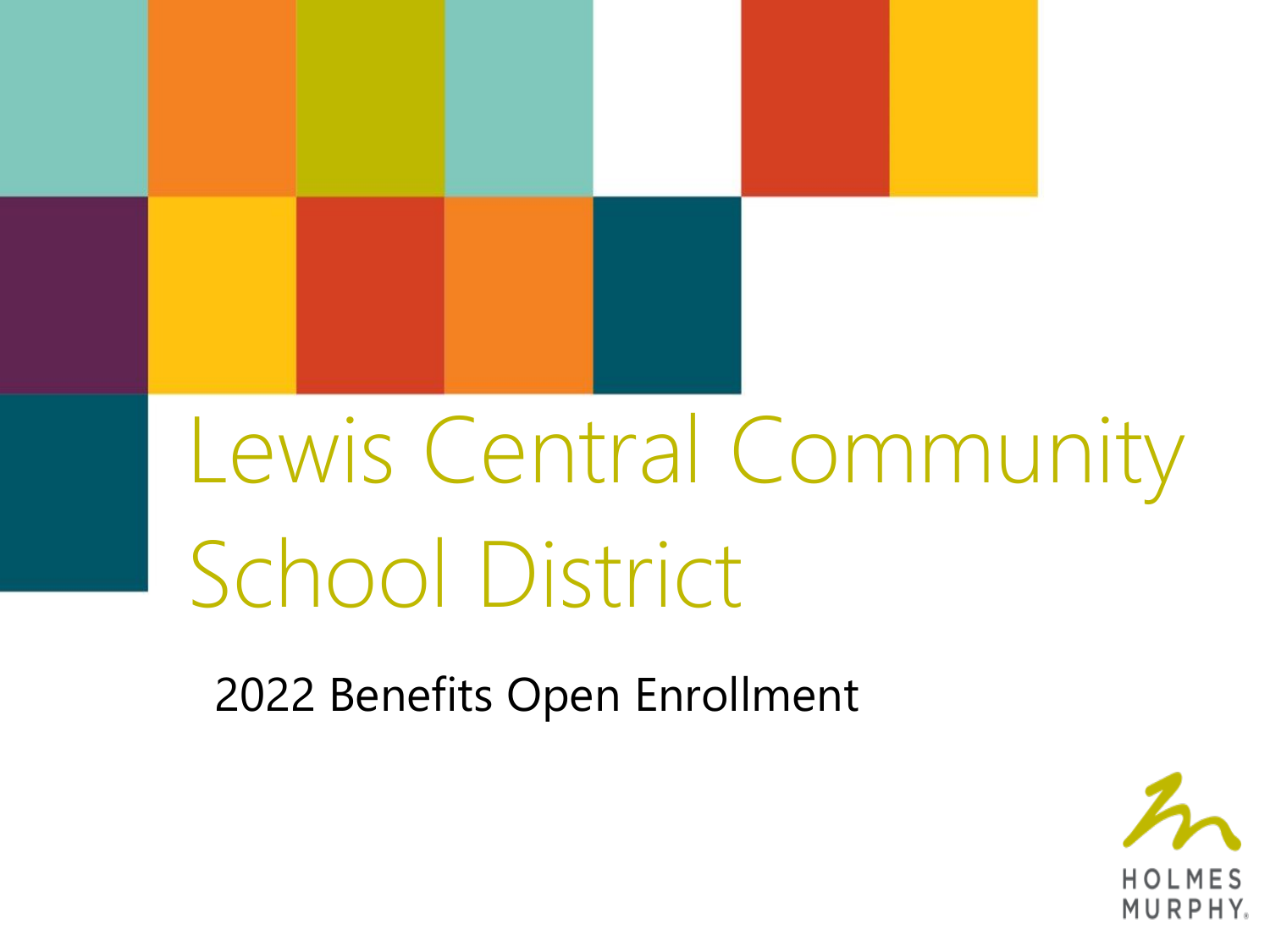# Lewis Central Community School District

2022 Benefits Open Enrollment

HOLMES MURPHY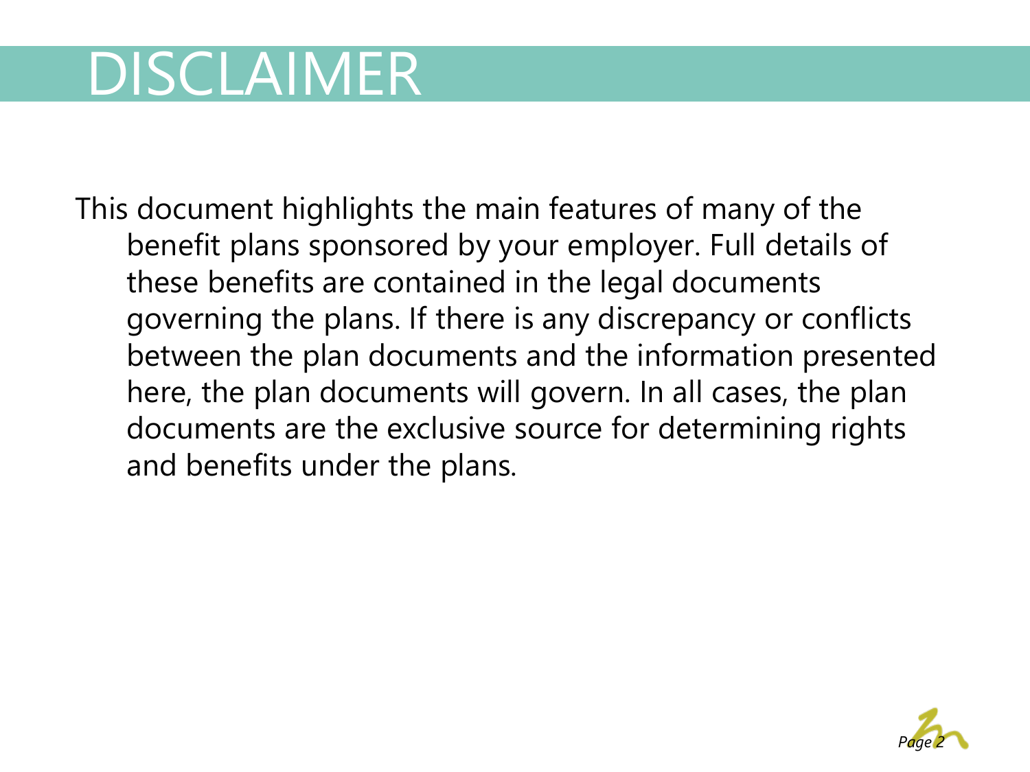# DISCLAIMER

This document highlights the main features of many of the benefit plans sponsored by your employer. Full details of these benefits are contained in the legal documents governing the plans. If there is any discrepancy or conflicts between the plan documents and the information presented here, the plan documents will govern. In all cases, the plan documents are the exclusive source for determining rights and benefits under the plans.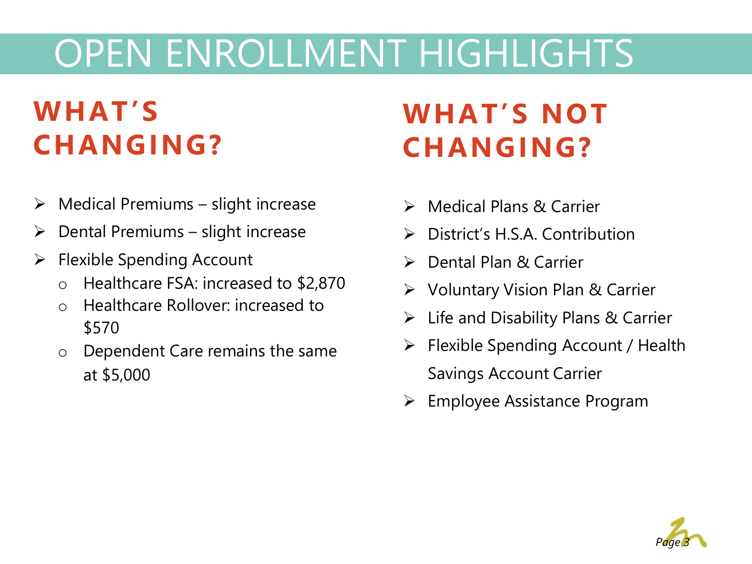# OPEN ENROLLMENT HIGHLIGHTS

## WHAT'S CHANGING?

- Medical Premiums – slight increase
- Dental Premiums – slight increase
- Flexible Spending Account
  - Healthcare FSA: increased to $2,870
  - Healthcare Rollover: increased to $570
  - Dependent Care remains the same at $5,000

## WHAT'S NOT CHANGING?

- Medical Plans & Carrier
- District's H.S.A. Contribution
- Dental Plan & Carrier
- Voluntary Vision Plan & Carrier
- Life and Disability Plans & Carrier
- Flexible Spending Account / Health Savings Account Carrier
- Employee Assistance Program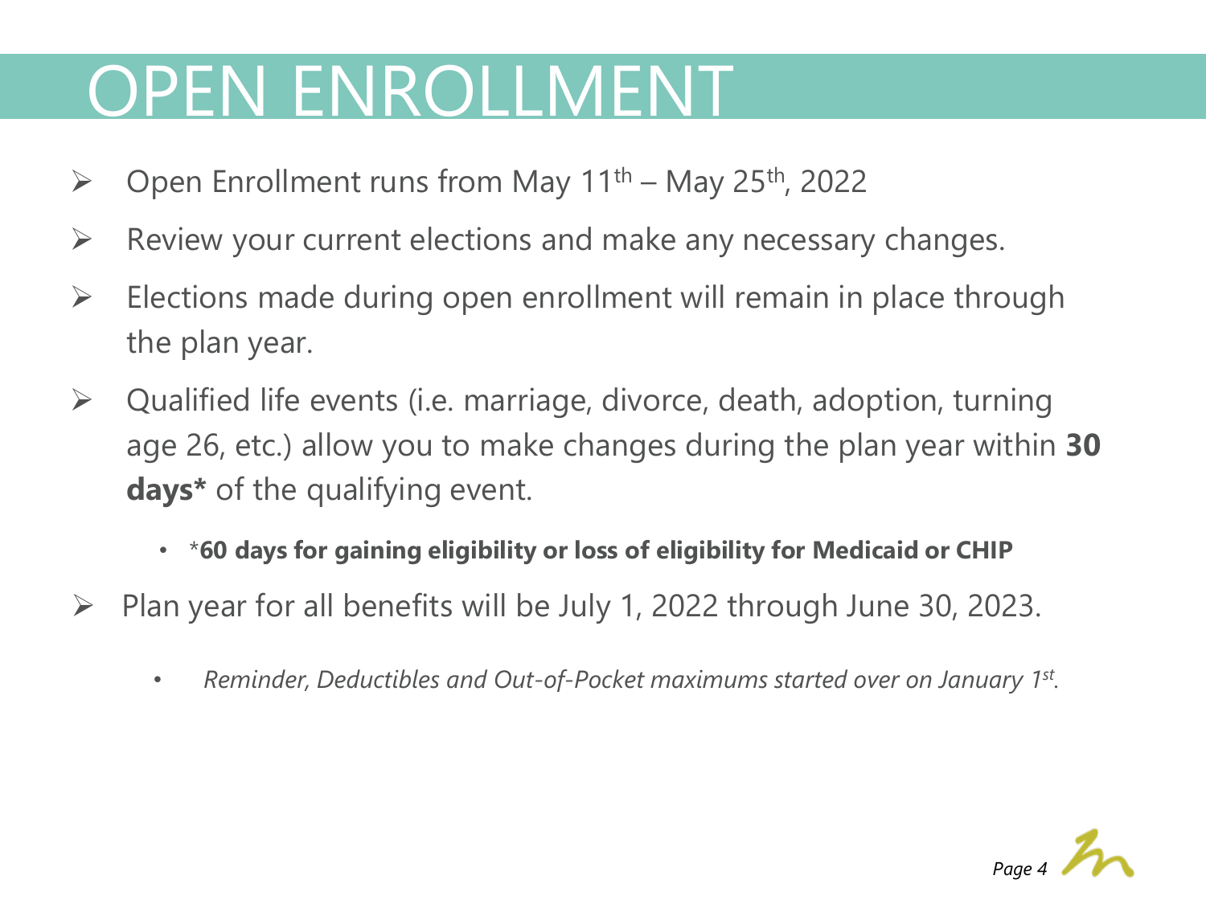# OPEN ENROLLMENT

- Open Enrollment runs from May 11th – May 25th, 2022
- Review your current elections and make any necessary changes.
- Elections made during open enrollment will remain in place through the plan year.
- Qualified life events (i.e. marriage, divorce, death, adoption, turning age 26, etc.) allow you to make changes during the plan year within **30 days*** of the qualifying event.
  - ***60 days for gaining eligibility or loss of eligibility for Medicaid or CHIP**
- Plan year for all benefits will be July 1, 2022 through June 30, 2023.
  - *Reminder, Deductibles and Out-of-Pocket maximums started over on January 1st.*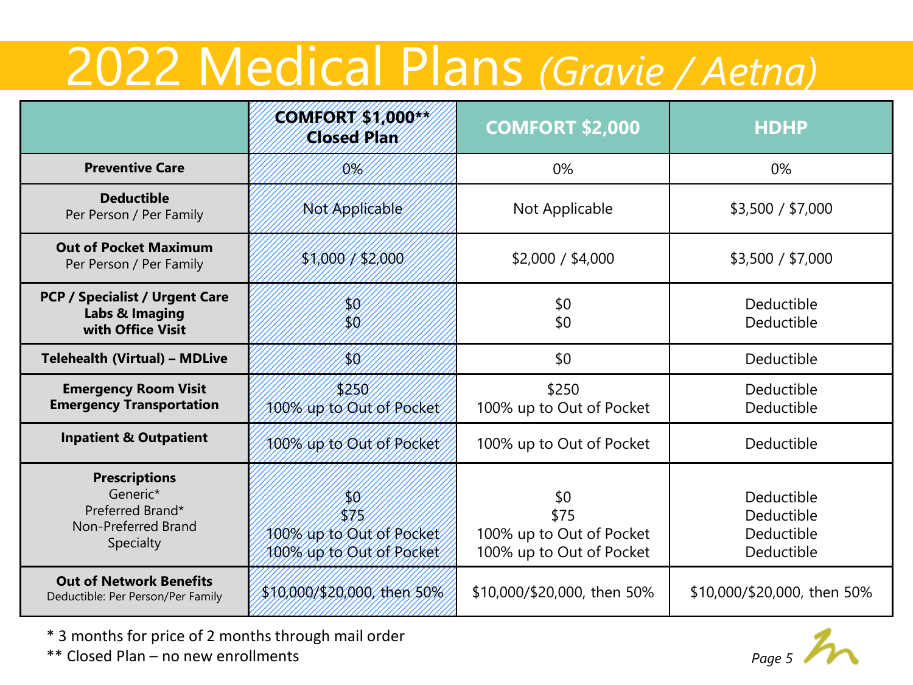# 2022 Medical Plans *(Gravie / Aetna)*

| | **COMFORT $1,000** Closed Plan** | **COMFORT $2,000** | **HDHP** |
|---|---|---|---|
| **Preventive Care** | 0% | 0% | 0% |
| **Deductible** Per Person / Per Family | Not Applicable | Not Applicable | $3,500 / $7,000 |
| **Out of Pocket Maximum** Per Person / Per Family | $1,000 / $2,000 | $2,000 / $4,000 | $3,500 / $7,000 |
| **PCP / Specialist / Urgent Care** **Labs & Imaging with Office Visit** | $0<br>$0 | $0<br>$0 | Deductible<br>Deductible |
| **Telehealth (Virtual) – MDLive** | $0 | $0 | Deductible |
| **Emergency Room Visit** **Emergency Transportation** | $250<br>100% up to Out of Pocket | $250<br>100% up to Out of Pocket | Deductible<br>Deductible |
| **Inpatient & Outpatient** | 100% up to Out of Pocket | 100% up to Out of Pocket | Deductible |
| **Prescriptions** Generic* Preferred Brand* Non-Preferred Brand Specialty | $0<br>$75<br>100% up to Out of Pocket<br>100% up to Out of Pocket | $0<br>$75<br>100% up to Out of Pocket<br>100% up to Out of Pocket | Deductible<br>Deductible<br>Deductible<br>Deductible |
| **Out of Network Benefits** Deductible: Per Person/Per Family | $10,000/$20,000, then 50% | $10,000/$20,000, then 50% | $10,000/$20,000, then 50% |

\* 3 months for price of 2 months through mail order

\*\* Closed Plan – no new enrollments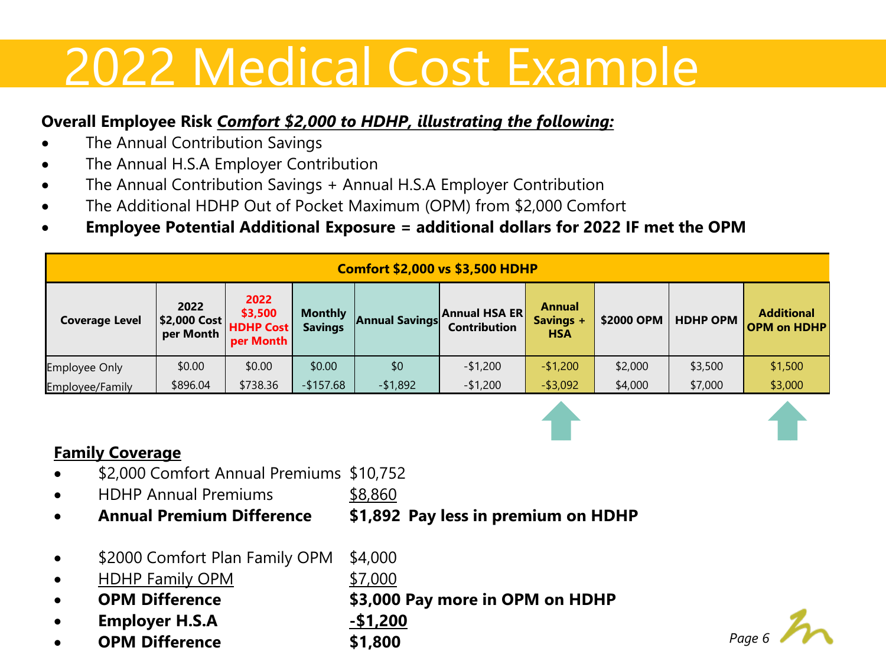# 2022 Medical Cost Example

**Overall Employee Risk** ***<u>Comfort $2,000 to HDHP, illustrating the following:</u>***

- The Annual Contribution Savings
- The Annual H.S.A Employer Contribution
- The Annual Contribution Savings + Annual H.S.A Employer Contribution
- The Additional HDHP Out of Pocket Maximum (OPM) from $2,000 Comfort
- **Employee Potential Additional Exposure = additional dollars for 2022 IF met the OPM**

| Comfort $2,000 vs $3,500 HDHP | | | | | | | | | |
|---|---|---|---|---|---|---|---|---|---|
| **Coverage Level** | **2022 $2,000 Cost per Month** | **2022 $3,500 HDHP Cost per Month** | **Monthly Savings** | **Annual Savings** | **Annual HSA ER Contribution** | **Annual Savings + HSA** | **$2000 OPM** | **HDHP OPM** | **Additional OPM on HDHP** |
| Employee Only | $0.00 | $0.00 | $0.00 | $0 | -$1,200 | -$1,200 | $2,000 | $3,500 | $1,500 |
| Employee/Family | $896.04 | $738.36 | -$157.68 | -$1,892 | -$1,200 | -$3,092 | $4,000 | $7,000 | $3,000 |

**<u>Family Coverage</u>**

- $2,000 Comfort Annual Premiums $10,752
- HDHP Annual Premiums <u>$8,860</u>
- **Annual Premium Difference $1,892 Pay less in premium on HDHP**

- $2000 Comfort Plan Family OPM $4,000
- <u>HDHP Family OPM</u> <u>$7,000</u>
- **OPM Difference $3,000 Pay more in OPM on HDHP**
- **Employer H.S.A <u>-$1,200</u>**
- **OPM Difference $1,800**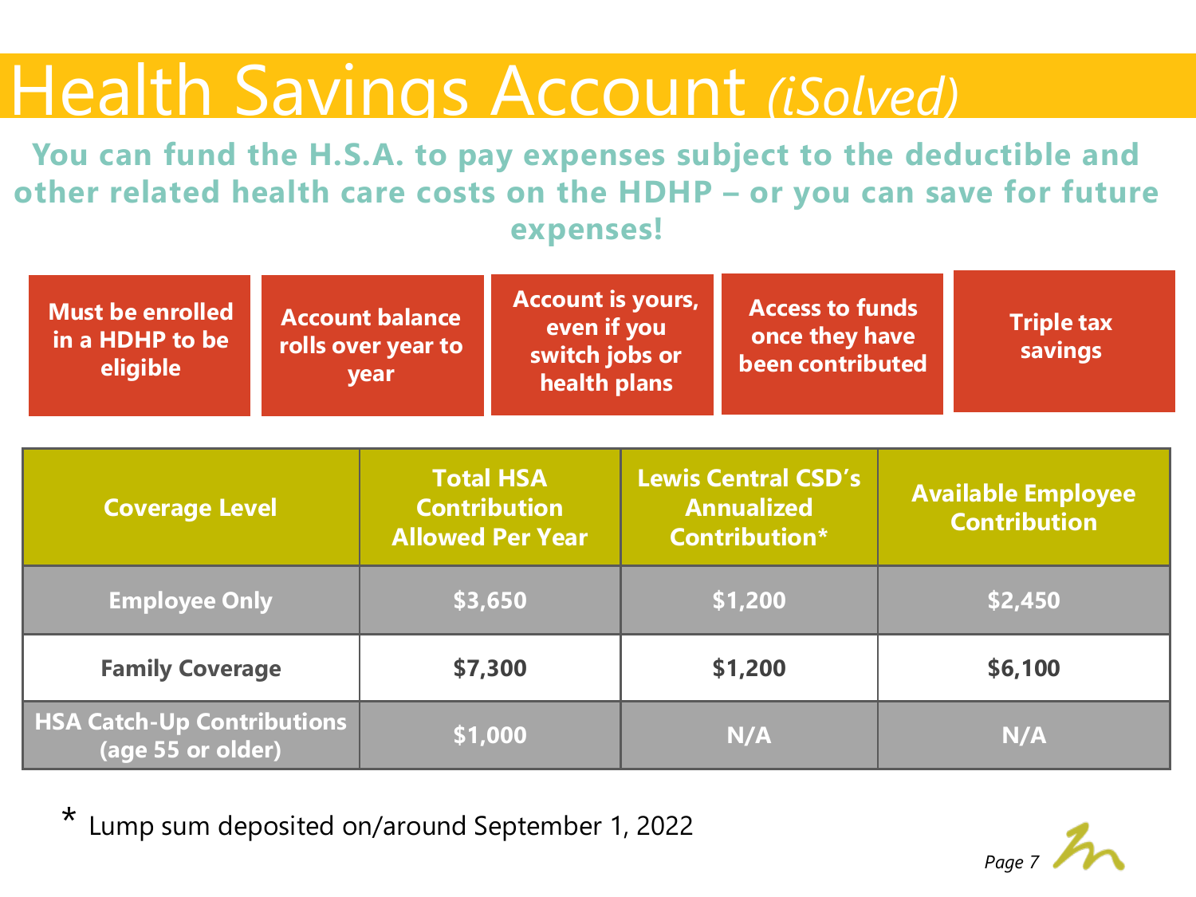# Health Savings Account *(iSolved)*

**You can fund the H.S.A. to pay expenses subject to the deductible and other related health care costs on the HDHP – or you can save for future expenses!**

- **Must be enrolled in a HDHP to be eligible**
- **Account balance rolls over year to year**
- **Account is yours, even if you switch jobs or health plans**
- **Access to funds once they have been contributed**
- **Triple tax savings**

| Coverage Level | Total HSA Contribution Allowed Per Year | Lewis Central CSD's Annualized Contribution* | Available Employee Contribution |
|---|---|---|---|
| Employee Only | $3,650 | $1,200 | $2,450 |
| Family Coverage | $7,300 | $1,200 | $6,100 |
| HSA Catch-Up Contributions (age 55 or older) | $1,000 | N/A | N/A |

\* Lump sum deposited on/around September 1, 2022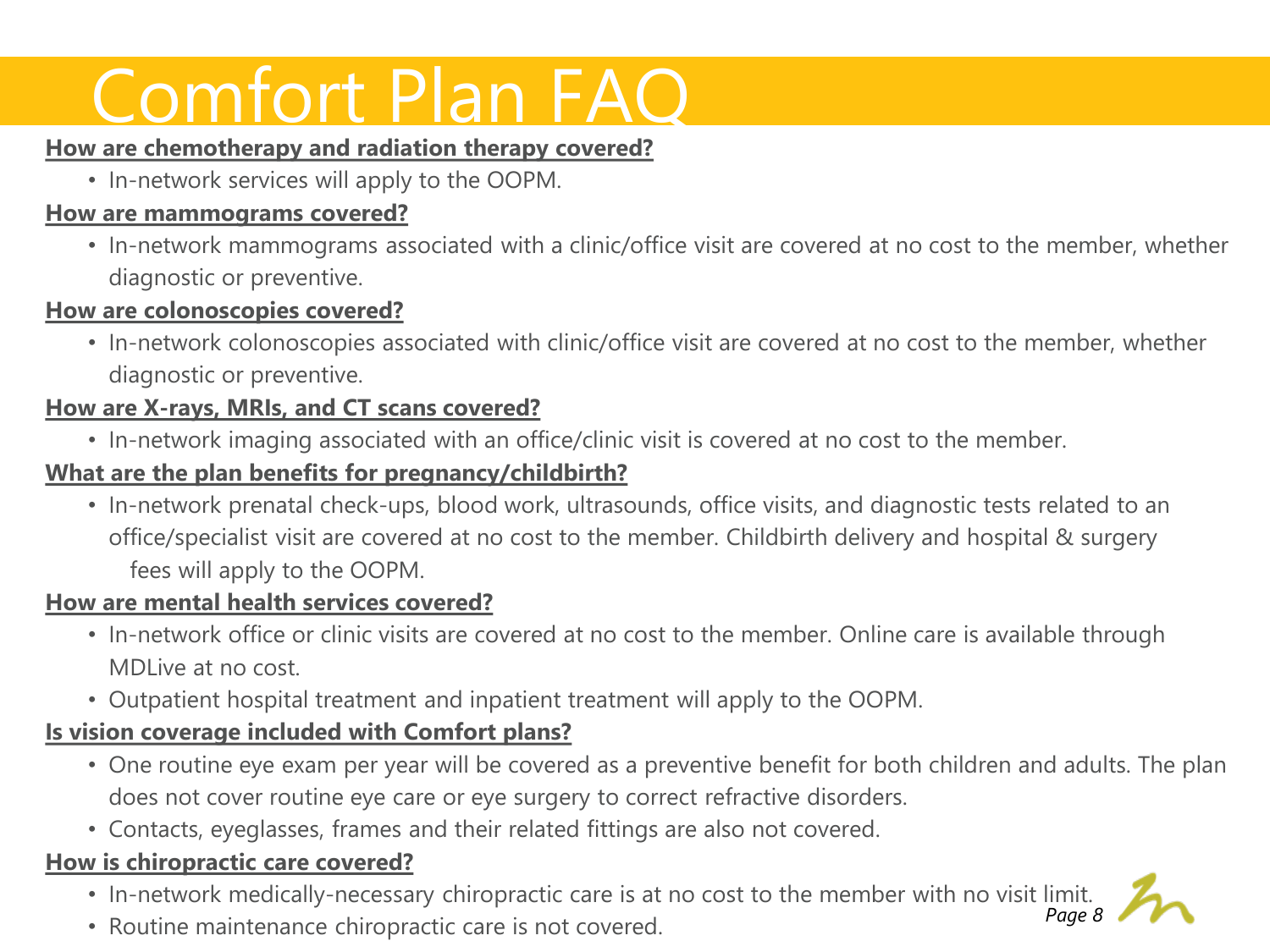# Comfort Plan FAQ

**How are chemotherapy and radiation therapy covered?**

- In-network services will apply to the OOPM.

**How are mammograms covered?**

- In-network mammograms associated with a clinic/office visit are covered at no cost to the member, whether diagnostic or preventive.

**How are colonoscopies covered?**

- In-network colonoscopies associated with clinic/office visit are covered at no cost to the member, whether diagnostic or preventive.

**How are X-rays, MRIs, and CT scans covered?**

- In-network imaging associated with an office/clinic visit is covered at no cost to the member.

**What are the plan benefits for pregnancy/childbirth?**

- In-network prenatal check-ups, blood work, ultrasounds, office visits, and diagnostic tests related to an office/specialist visit are covered at no cost to the member. Childbirth delivery and hospital & surgery fees will apply to the OOPM.

**How are mental health services covered?**

- In-network office or clinic visits are covered at no cost to the member. Online care is available through MDLive at no cost.
- Outpatient hospital treatment and inpatient treatment will apply to the OOPM.

**Is vision coverage included with Comfort plans?**

- One routine eye exam per year will be covered as a preventive benefit for both children and adults. The plan does not cover routine eye care or eye surgery to correct refractive disorders.
- Contacts, eyeglasses, frames and their related fittings are also not covered.

**How is chiropractic care covered?**

- In-network medically-necessary chiropractic care is at no cost to the member with no visit limit.
- Routine maintenance chiropractic care is not covered.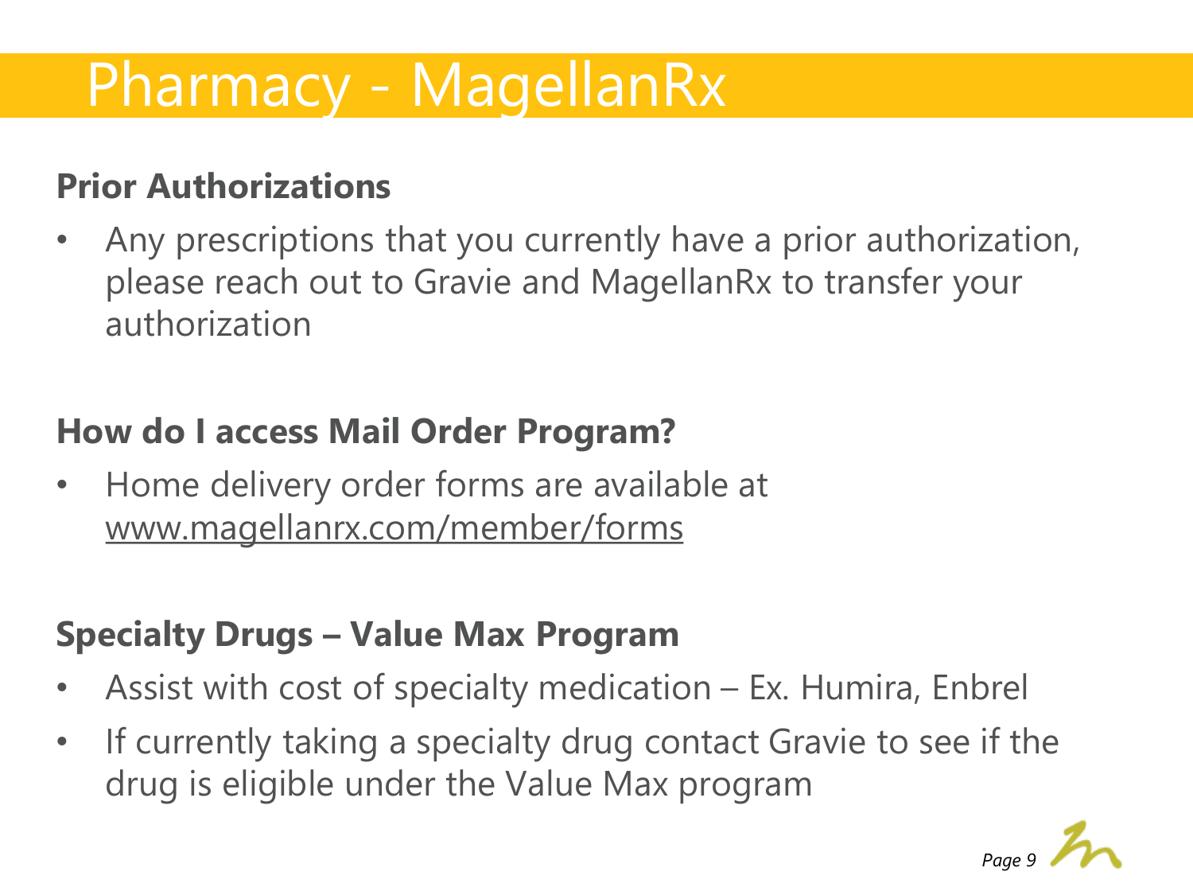# Pharmacy - MagellanRx

## Prior Authorizations

- Any prescriptions that you currently have a prior authorization, please reach out to Gravie and MagellanRx to transfer your authorization

## How do I access Mail Order Program?

- Home delivery order forms are available at www.magellanrx.com/member/forms

## Specialty Drugs – Value Max Program

- Assist with cost of specialty medication – Ex. Humira, Enbrel
- If currently taking a specialty drug contact Gravie to see if the drug is eligible under the Value Max program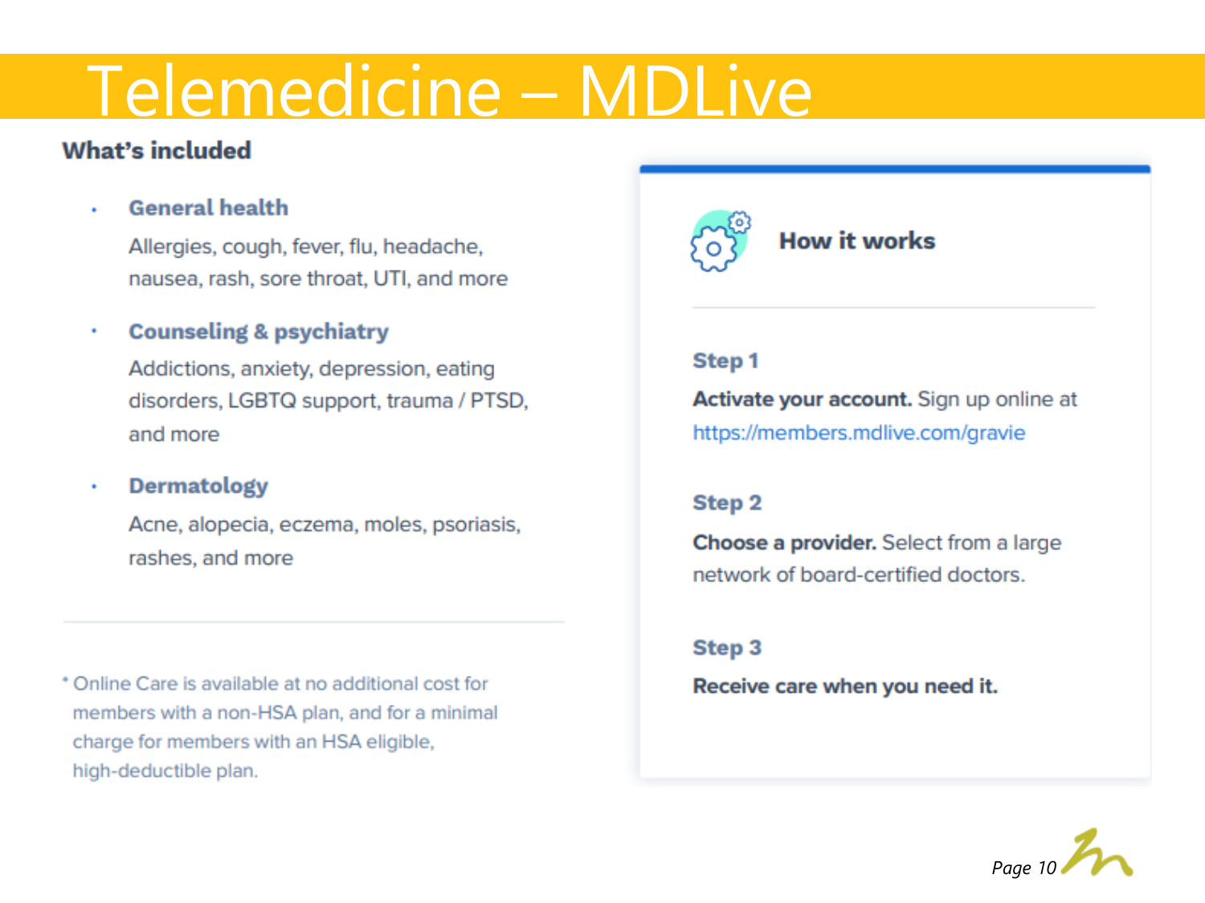# Telemedicine – MDLive

## What's included

- **General health**

  Allergies, cough, fever, flu, headache, nausea, rash, sore throat, UTI, and more

- **Counseling & psychiatry**

  Addictions, anxiety, depression, eating disorders, LGBTQ support, trauma / PTSD, and more

- **Dermatology**

  Acne, alopecia, eczema, moles, psoriasis, rashes, and more

* Online Care is available at no additional cost for members with a non-HSA plan, and for a minimal charge for members with an HSA eligible, high-deductible plan.

## How it works

**Step 1**

**Activate your account.** Sign up online at https://members.mdlive.com/gravie

**Step 2**

**Choose a provider.** Select from a large network of board-certified doctors.

**Step 3**

**Receive care when you need it.**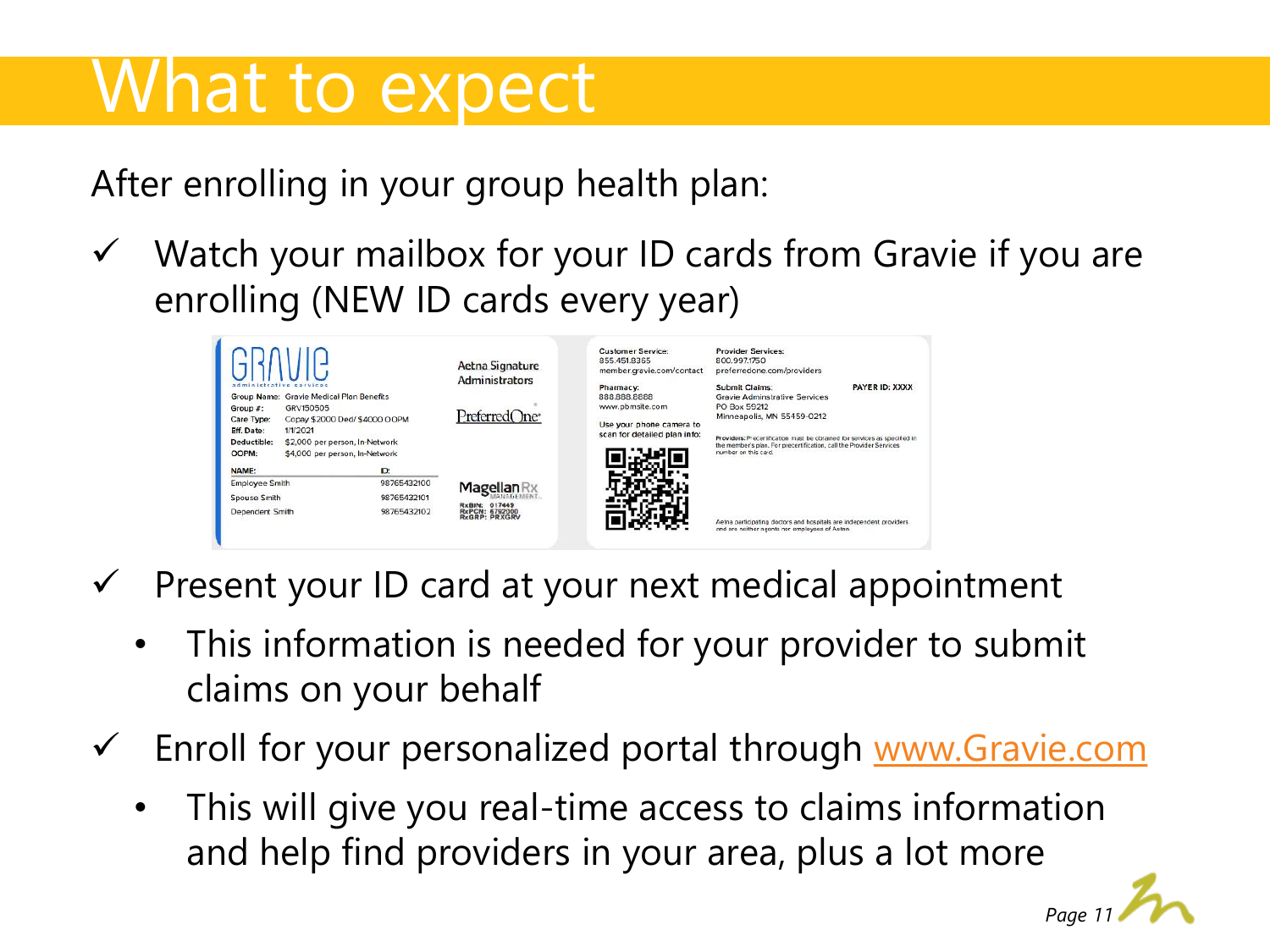# What to expect

After enrolling in your group health plan:

- ✓ Watch your mailbox for your ID cards from Gravie if you are enrolling (NEW ID cards every year)
- ✓ Present your ID card at your next medical appointment
  - This information is needed for your provider to submit claims on your behalf
- ✓ Enroll for your personalized portal through www.Gravie.com
  - This will give you real-time access to claims information and help find providers in your area, plus a lot more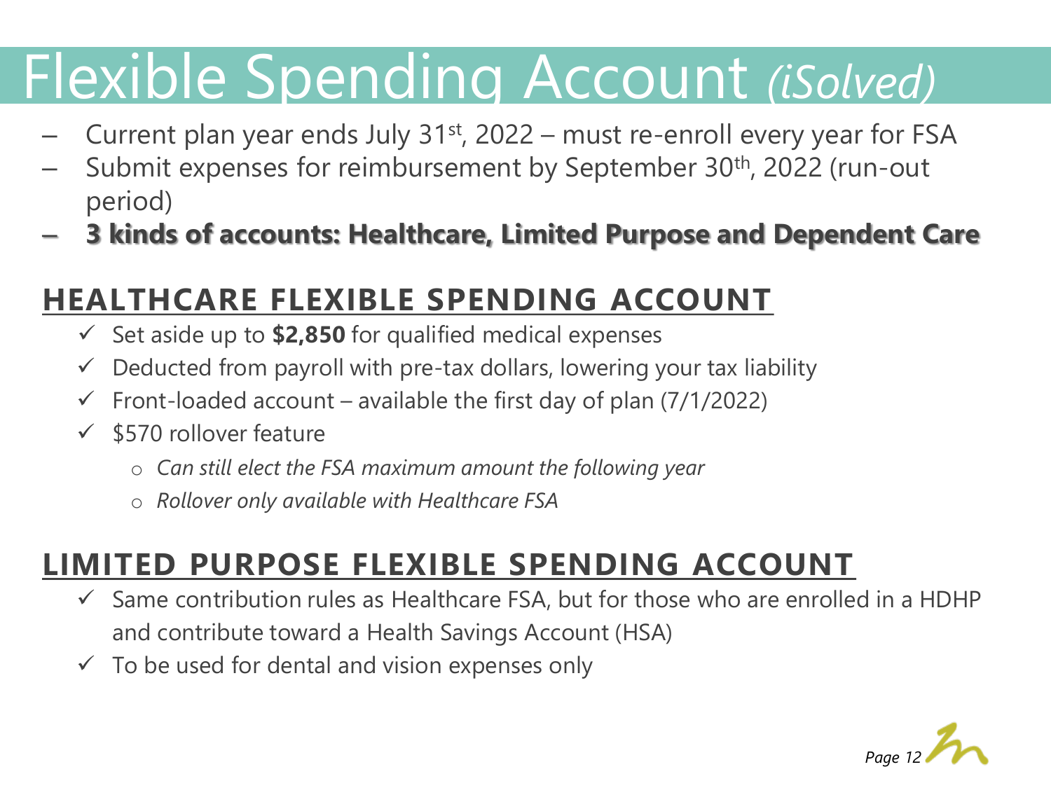# Flexible Spending Account *(iSolved)*

- Current plan year ends July 31st, 2022 – must re-enroll every year for FSA
- Submit expenses for reimbursement by September 30th, 2022 (run-out period)
- **3 kinds of accounts: Healthcare, Limited Purpose and Dependent Care**

## HEALTHCARE FLEXIBLE SPENDING ACCOUNT

- ✓ Set aside up to **$2,850** for qualified medical expenses
- ✓ Deducted from payroll with pre-tax dollars, lowering your tax liability
- ✓ Front-loaded account – available the first day of plan (7/1/2022)
- ✓ $570 rollover feature
  - *Can still elect the FSA maximum amount the following year*
  - *Rollover only available with Healthcare FSA*

## LIMITED PURPOSE FLEXIBLE SPENDING ACCOUNT

- ✓ Same contribution rules as Healthcare FSA, but for those who are enrolled in a HDHP and contribute toward a Health Savings Account (HSA)
- ✓ To be used for dental and vision expenses only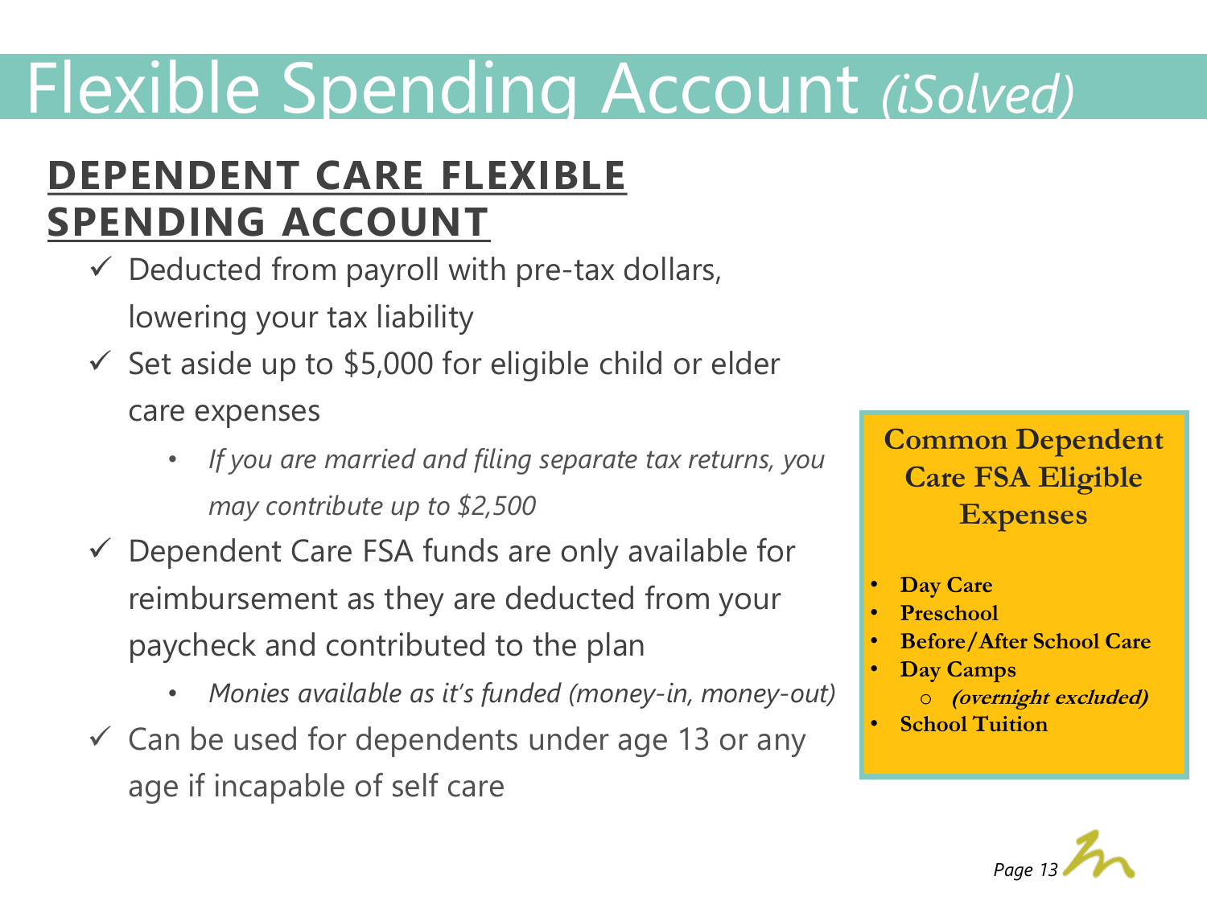# Flexible Spending Account *(iSolved)*

## DEPENDENT CARE FLEXIBLE SPENDING ACCOUNT

- ✓ Deducted from payroll with pre-tax dollars, lowering your tax liability
- ✓ Set aside up to $5,000 for eligible child or elder care expenses
    - *If you are married and filing separate tax returns, you may contribute up to $2,500*
- ✓ Dependent Care FSA funds are only available for reimbursement as they are deducted from your paycheck and contributed to the plan
    - *Monies available as it's funded (money-in, money-out)*
- ✓ Can be used for dependents under age 13 or any age if incapable of self care

**Common Dependent Care FSA Eligible Expenses**

- **Day Care**
- **Preschool**
- **Before/After School Care**
- **Day Camps**
    - ***(overnight excluded)***
- **School Tuition**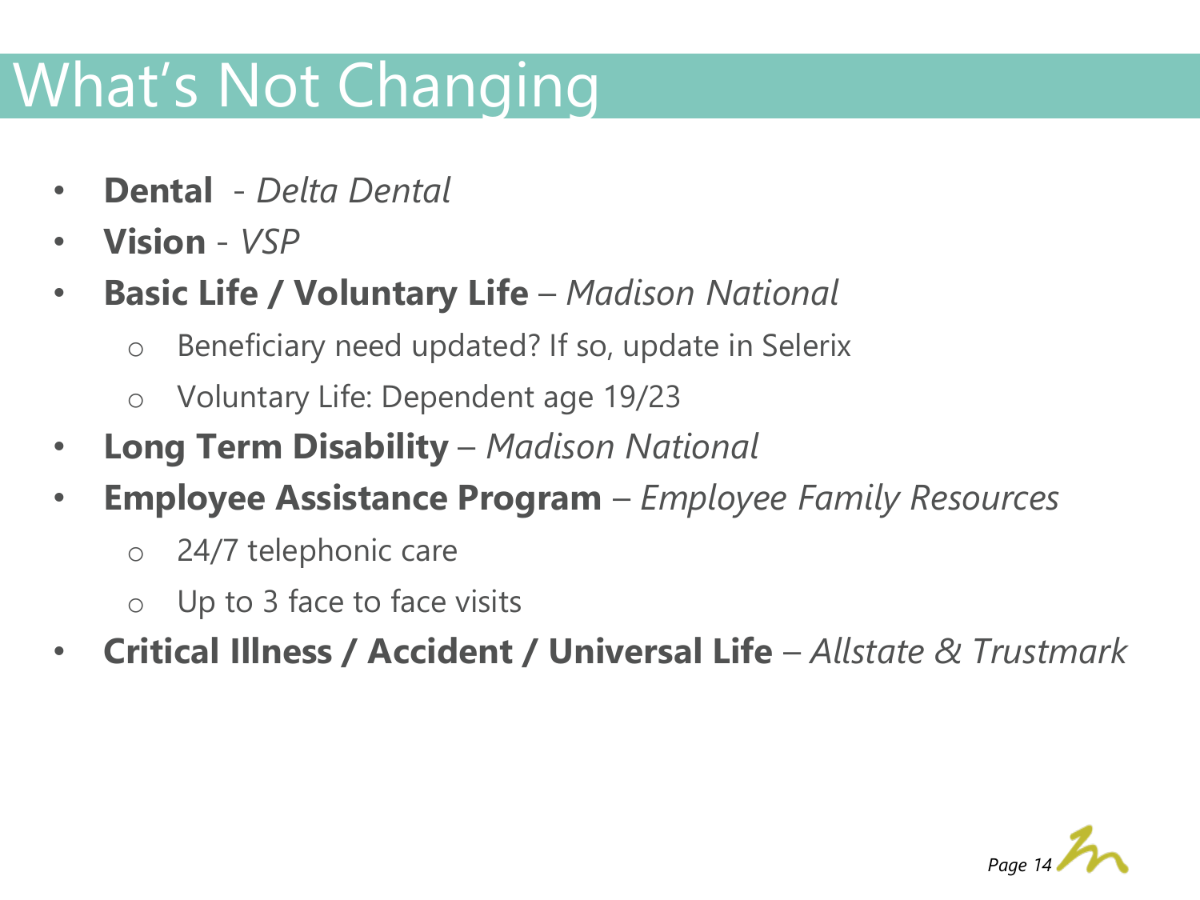# What's Not Changing

- **Dental** - *Delta Dental*
- **Vision** - *VSP*
- **Basic Life / Voluntary Life** – *Madison National*
  - Beneficiary need updated? If so, update in Selerix
  - Voluntary Life: Dependent age 19/23
- **Long Term Disability** – *Madison National*
- **Employee Assistance Program** – *Employee Family Resources*
  - 24/7 telephonic care
  - Up to 3 face to face visits
- **Critical Illness / Accident / Universal Life** – *Allstate & Trustmark*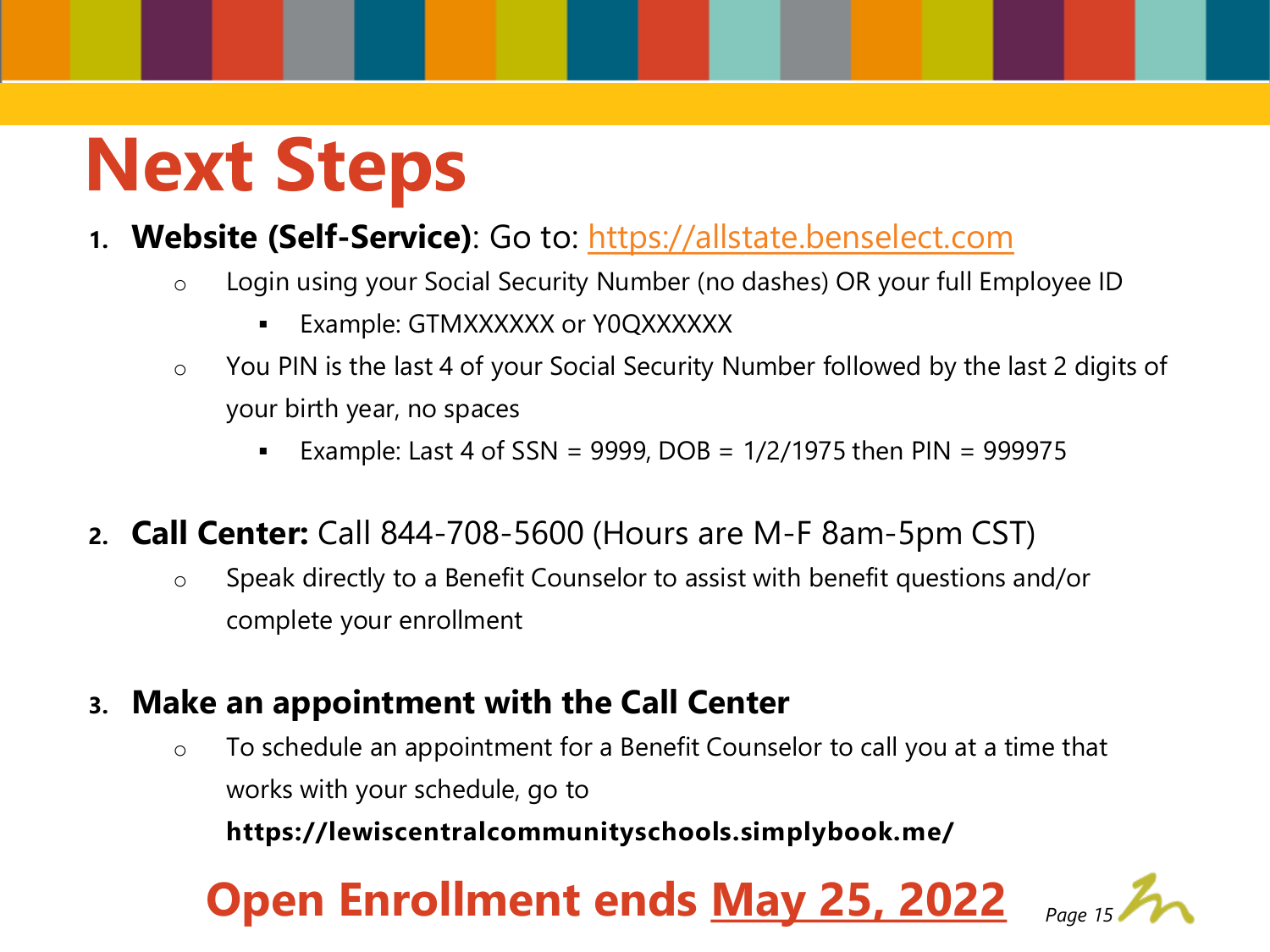# Next Steps

1. **Website (Self-Service)**: Go to: https://allstate.benselect.com
   - Login using your Social Security Number (no dashes) OR your full Employee ID
     - Example: GTMXXXXXX or Y0QXXXXXX
   - You PIN is the last 4 of your Social Security Number followed by the last 2 digits of your birth year, no spaces
     - Example: Last 4 of SSN = 9999, DOB = 1/2/1975 then PIN = 999975

2. **Call Center:** Call 844-708-5600 (Hours are M-F 8am-5pm CST)
   - Speak directly to a Benefit Counselor to assist with benefit questions and/or complete your enrollment

3. **Make an appointment with the Call Center**
   - To schedule an appointment for a Benefit Counselor to call you at a time that works with your schedule, go to

     **https://lewiscentralcommunityschools.simplybook.me/**

**Open Enrollment ends May 25, 2022**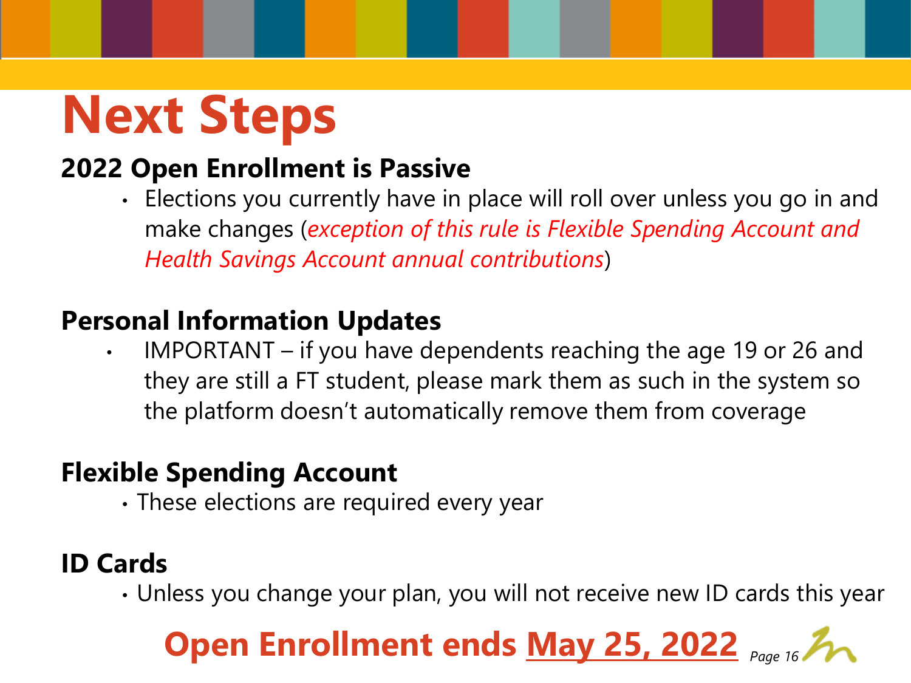# Next Steps

**2022 Open Enrollment is Passive**

- Elections you currently have in place will roll over unless you go in and make changes (*exception of this rule is Flexible Spending Account and Health Savings Account annual contributions*)

**Personal Information Updates**

- IMPORTANT – if you have dependents reaching the age 19 or 26 and they are still a FT student, please mark them as such in the system so the platform doesn't automatically remove them from coverage

**Flexible Spending Account**

- These elections are required every year

**ID Cards**

- Unless you change your plan, you will not receive new ID cards this year

**Open Enrollment ends <u>May 25, 2022</u>**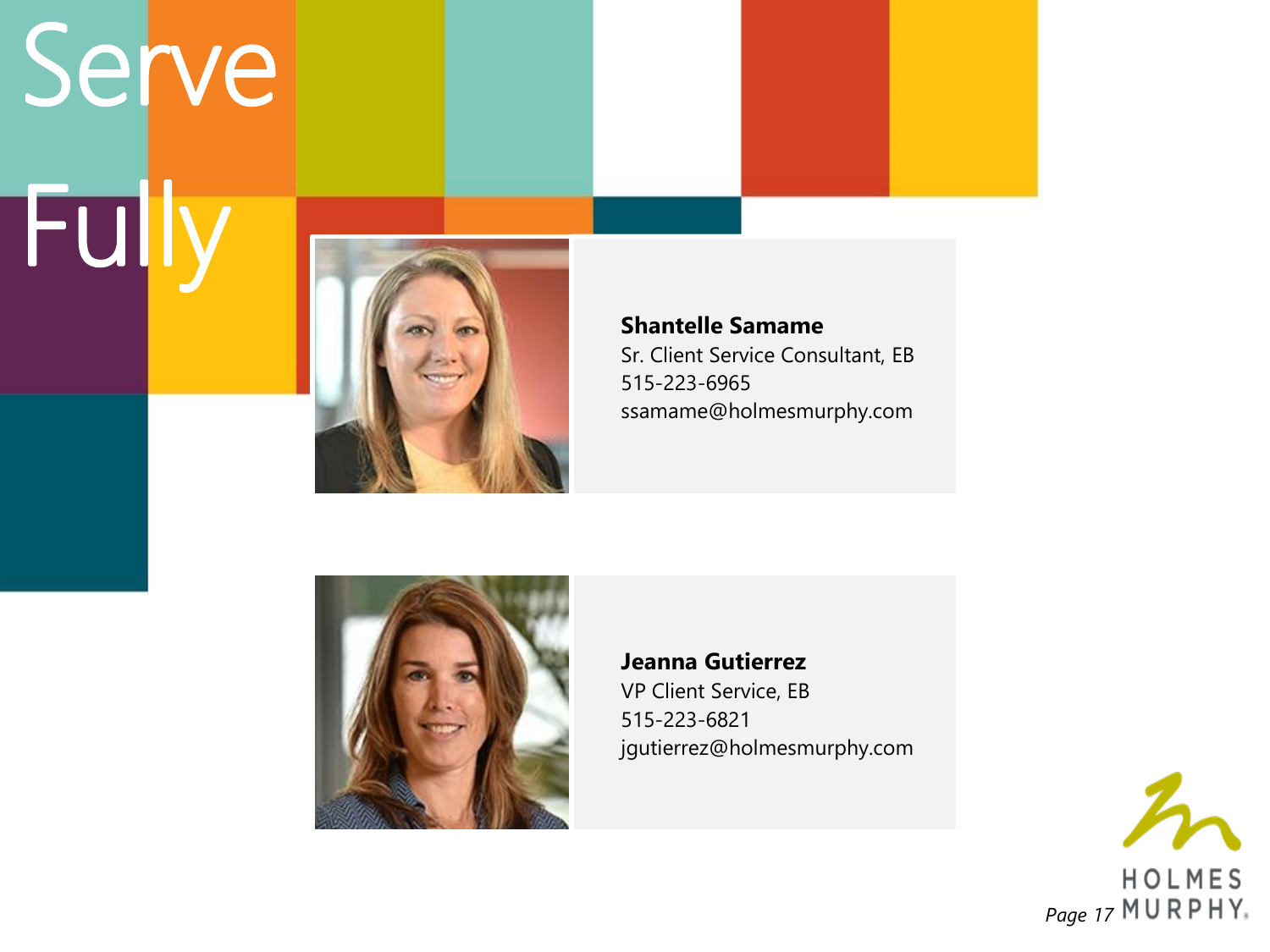# Serve Fully

**Shantelle Samame**
Sr. Client Service Consultant, EB
515-223-6965
ssamame@holmesmurphy.com

**Jeanna Gutierrez**
VP Client Service, EB
515-223-6821
jgutierrez@holmesmurphy.com

HOLMES MURPHY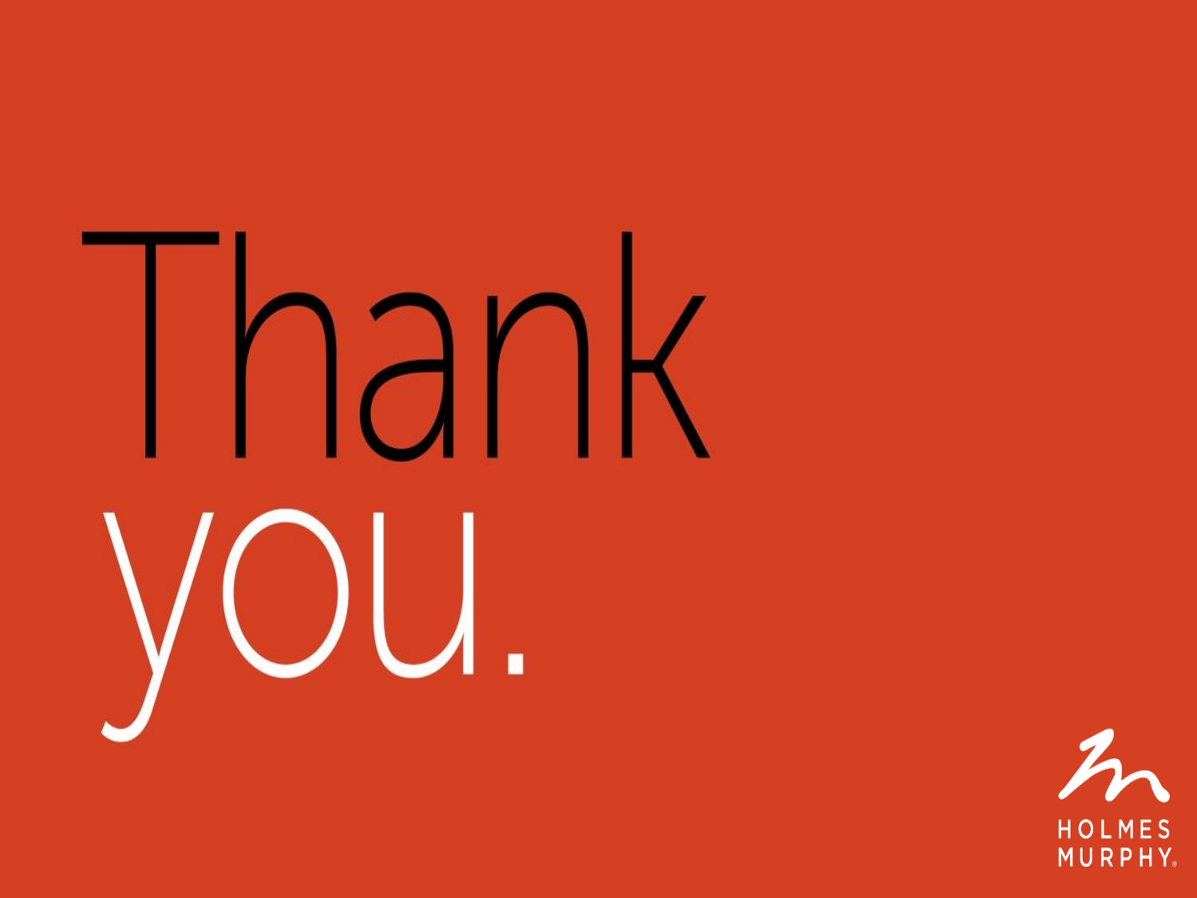# Thank you.

HOLMES MURPHY